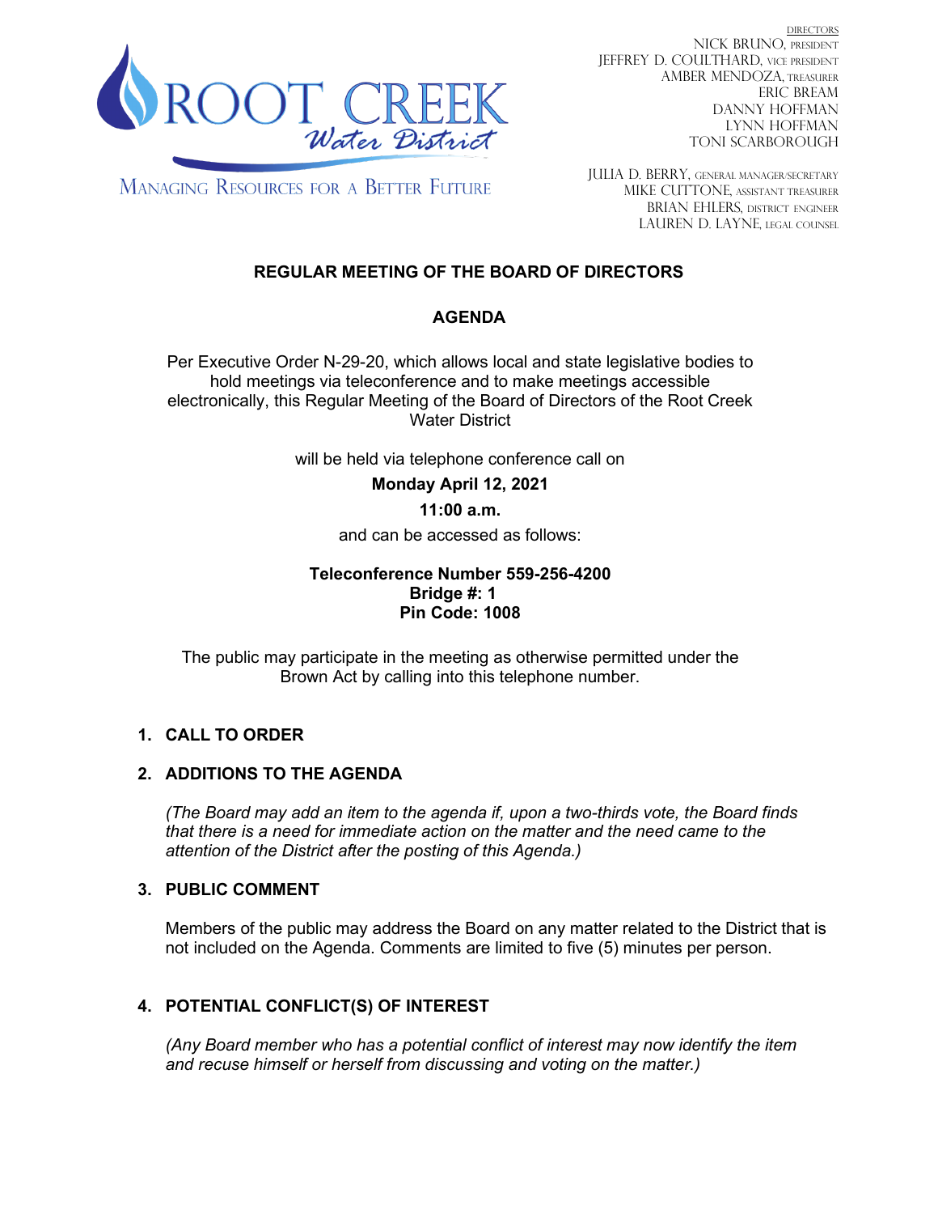ROOT CREEK
*Water District*

MANAGING RESOURCES FOR A BETTER FUTURE

DIRECTORS
NICK BRUNO, PRESIDENT
JEFFREY D. COULTHARD, VICE PRESIDENT
AMBER MENDOZA, TREASURER
ERIC BREAM
DANNY HOFFMAN
LYNN HOFFMAN
TONI SCARBOROUGH

JULIA D. BERRY, GENERAL MANAGER/SECRETARY
MIKE CUTTONE, ASSISTANT TREASURER
BRIAN EHLERS, DISTRICT ENGINEER
LAUREN D. LAYNE, LEGAL COUNSEL

## REGULAR MEETING OF THE BOARD OF DIRECTORS

## AGENDA

Per Executive Order N-29-20, which allows local and state legislative bodies to hold meetings via teleconference and to make meetings accessible electronically, this Regular Meeting of the Board of Directors of the Root Creek Water District

will be held via telephone conference call on

**Monday April 12, 2021**

**11:00 a.m.**

and can be accessed as follows:

**Teleconference Number 559-256-4200**
**Bridge #: 1**
**Pin Code: 1008**

The public may participate in the meeting as otherwise permitted under the Brown Act by calling into this telephone number.

1. **CALL TO ORDER**

2. **ADDITIONS TO THE AGENDA**

   *(The Board may add an item to the agenda if, upon a two-thirds vote, the Board finds that there is a need for immediate action on the matter and the need came to the attention of the District after the posting of this Agenda.)*

3. **PUBLIC COMMENT**

   Members of the public may address the Board on any matter related to the District that is not included on the Agenda. Comments are limited to five (5) minutes per person.

4. **POTENTIAL CONFLICT(S) OF INTEREST**

   *(Any Board member who has a potential conflict of interest may now identify the item and recuse himself or herself from discussing and voting on the matter.)*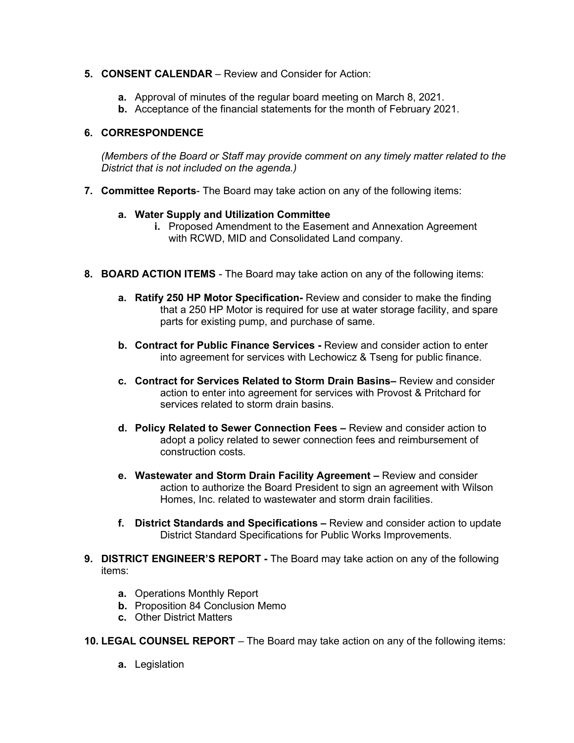5. **CONSENT CALENDAR** – Review and Consider for Action:

   a. Approval of minutes of the regular board meeting on March 8, 2021.
   b. Acceptance of the financial statements for the month of February 2021.

6. **CORRESPONDENCE**

   *(Members of the Board or Staff may provide comment on any timely matter related to the District that is not included on the agenda.)*

7. **Committee Reports**- The Board may take action on any of the following items:

   a. **Water Supply and Utilization Committee**
      i. Proposed Amendment to the Easement and Annexation Agreement with RCWD, MID and Consolidated Land company.

8. **BOARD ACTION ITEMS** - The Board may take action on any of the following items:

   a. **Ratify 250 HP Motor Specification-** Review and consider to make the finding that a 250 HP Motor is required for use at water storage facility, and spare parts for existing pump, and purchase of same.

   b. **Contract for Public Finance Services -** Review and consider action to enter into agreement for services with Lechowicz & Tseng for public finance.

   c. **Contract for Services Related to Storm Drain Basins–** Review and consider action to enter into agreement for services with Provost & Pritchard for services related to storm drain basins.

   d. **Policy Related to Sewer Connection Fees –** Review and consider action to adopt a policy related to sewer connection fees and reimbursement of construction costs.

   e. **Wastewater and Storm Drain Facility Agreement –** Review and consider action to authorize the Board President to sign an agreement with Wilson Homes, Inc. related to wastewater and storm drain facilities.

   f. **District Standards and Specifications –** Review and consider action to update District Standard Specifications for Public Works Improvements.

9. **DISTRICT ENGINEER'S REPORT -** The Board may take action on any of the following items:

   a. Operations Monthly Report
   b. Proposition 84 Conclusion Memo
   c. Other District Matters

10. **LEGAL COUNSEL REPORT** – The Board may take action on any of the following items:

    a. Legislation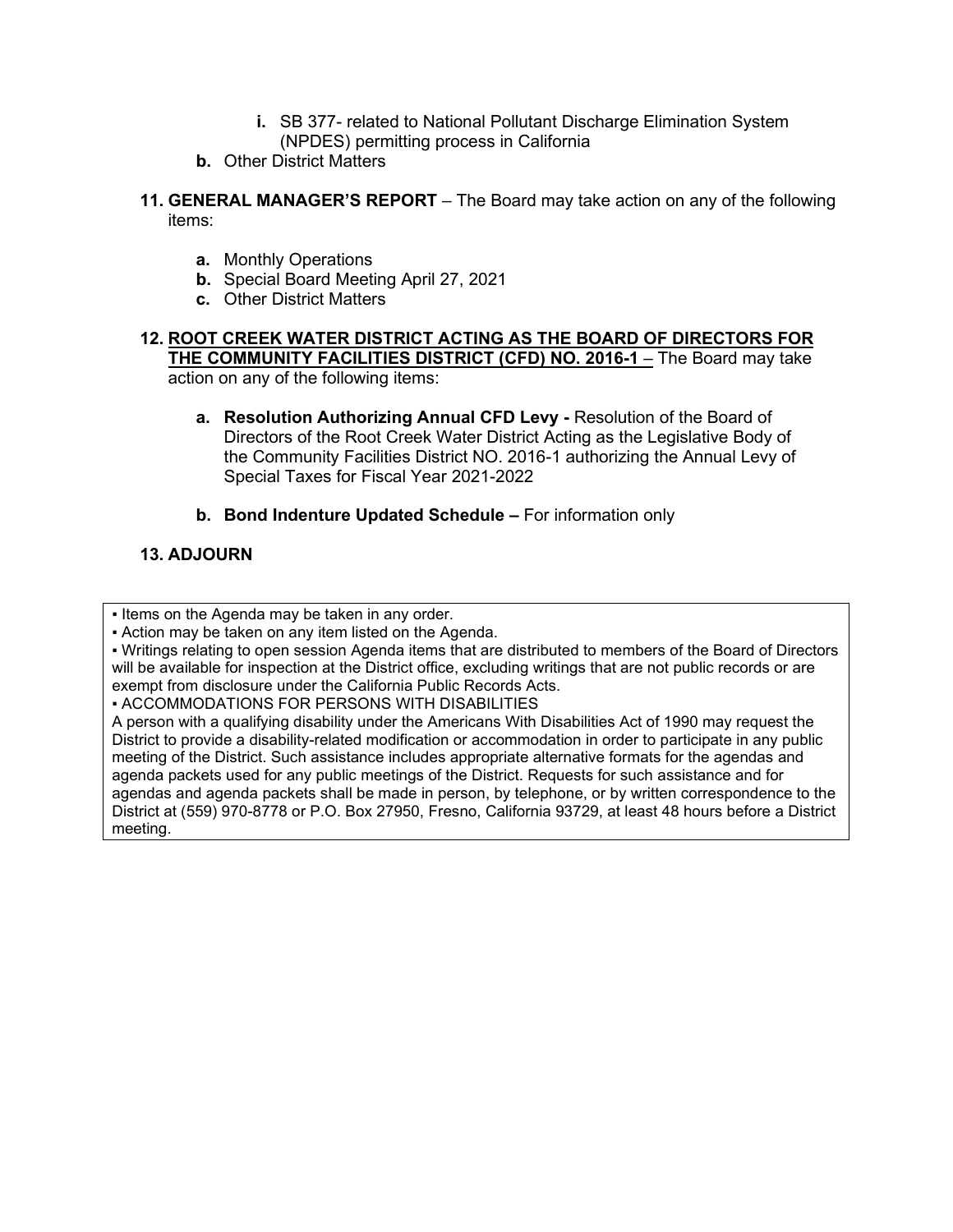- **i.** SB 377- related to National Pollutant Discharge Elimination System (NPDES) permitting process in California
- **b.** Other District Matters

**11. GENERAL MANAGER'S REPORT** – The Board may take action on any of the following items:

- **a.** Monthly Operations
- **b.** Special Board Meeting April 27, 2021
- **c.** Other District Matters

**12. ROOT CREEK WATER DISTRICT ACTING AS THE BOARD OF DIRECTORS FOR THE COMMUNITY FACILITIES DISTRICT (CFD) NO. 2016-1** – The Board may take action on any of the following items:

- **a. Resolution Authorizing Annual CFD Levy -** Resolution of the Board of Directors of the Root Creek Water District Acting as the Legislative Body of the Community Facilities District NO. 2016-1 authorizing the Annual Levy of Special Taxes for Fiscal Year 2021-2022

- **b. Bond Indenture Updated Schedule –** For information only

**13. ADJOURN**

▪ Items on the Agenda may be taken in any order.
▪ Action may be taken on any item listed on the Agenda.
▪ Writings relating to open session Agenda items that are distributed to members of the Board of Directors will be available for inspection at the District office, excluding writings that are not public records or are exempt from disclosure under the California Public Records Acts.
▪ ACCOMMODATIONS FOR PERSONS WITH DISABILITIES
A person with a qualifying disability under the Americans With Disabilities Act of 1990 may request the District to provide a disability-related modification or accommodation in order to participate in any public meeting of the District. Such assistance includes appropriate alternative formats for the agendas and agenda packets used for any public meetings of the District. Requests for such assistance and for agendas and agenda packets shall be made in person, by telephone, or by written correspondence to the District at (559) 970-8778 or P.O. Box 27950, Fresno, California 93729, at least 48 hours before a District meeting.